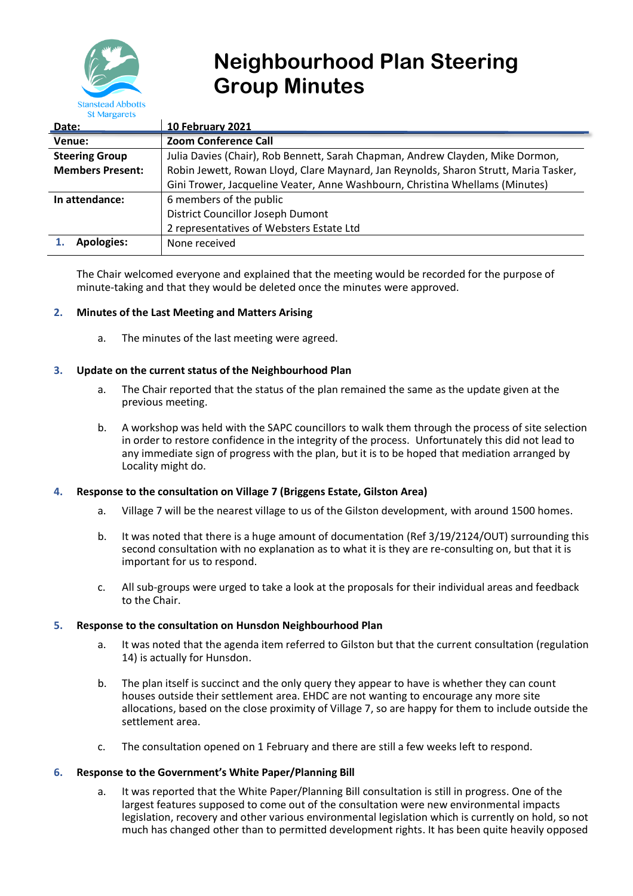Stanstead Abbotts
St Margarets

# Neighbourhood Plan Steering Group Minutes

| Date: | 10 February 2021 |
|---|---|
| Venue: | Zoom Conference Call |
| Steering Group Members Present: | Julia Davies (Chair), Rob Bennett, Sarah Chapman, Andrew Clayden, Mike Dormon, Robin Jewett, Rowan Lloyd, Clare Maynard, Jan Reynolds, Sharon Strutt, Maria Tasker, Gini Trower, Jacqueline Veater, Anne Washbourn, Christina Whellams (Minutes) |
| In attendance: | 6 members of the public<br>District Councillor Joseph Dumont<br>2 representatives of Websters Estate Ltd |
| 1. Apologies: | None received |

The Chair welcomed everyone and explained that the meeting would be recorded for the purpose of minute-taking and that they would be deleted once the minutes were approved.

**2. Minutes of the Last Meeting and Matters Arising**

a. The minutes of the last meeting were agreed.

**3. Update on the current status of the Neighbourhood Plan**

a. The Chair reported that the status of the plan remained the same as the update given at the previous meeting.

b. A workshop was held with the SAPC councillors to walk them through the process of site selection in order to restore confidence in the integrity of the process. Unfortunately this did not lead to any immediate sign of progress with the plan, but it is to be hoped that mediation arranged by Locality might do.

**4. Response to the consultation on Village 7 (Briggens Estate, Gilston Area)**

a. Village 7 will be the nearest village to us of the Gilston development, with around 1500 homes.

b. It was noted that there is a huge amount of documentation (Ref 3/19/2124/OUT) surrounding this second consultation with no explanation as to what it is they are re-consulting on, but that it is important for us to respond.

c. All sub-groups were urged to take a look at the proposals for their individual areas and feedback to the Chair.

**5. Response to the consultation on Hunsdon Neighbourhood Plan**

a. It was noted that the agenda item referred to Gilston but that the current consultation (regulation 14) is actually for Hunsdon.

b. The plan itself is succinct and the only query they appear to have is whether they can count houses outside their settlement area. EHDC are not wanting to encourage any more site allocations, based on the close proximity of Village 7, so are happy for them to include outside the settlement area.

c. The consultation opened on 1 February and there are still a few weeks left to respond.

**6. Response to the Government's White Paper/Planning Bill**

a. It was reported that the White Paper/Planning Bill consultation is still in progress. One of the largest features supposed to come out of the consultation were new environmental impacts legislation, recovery and other various environmental legislation which is currently on hold, so not much has changed other than to permitted development rights. It has been quite heavily opposed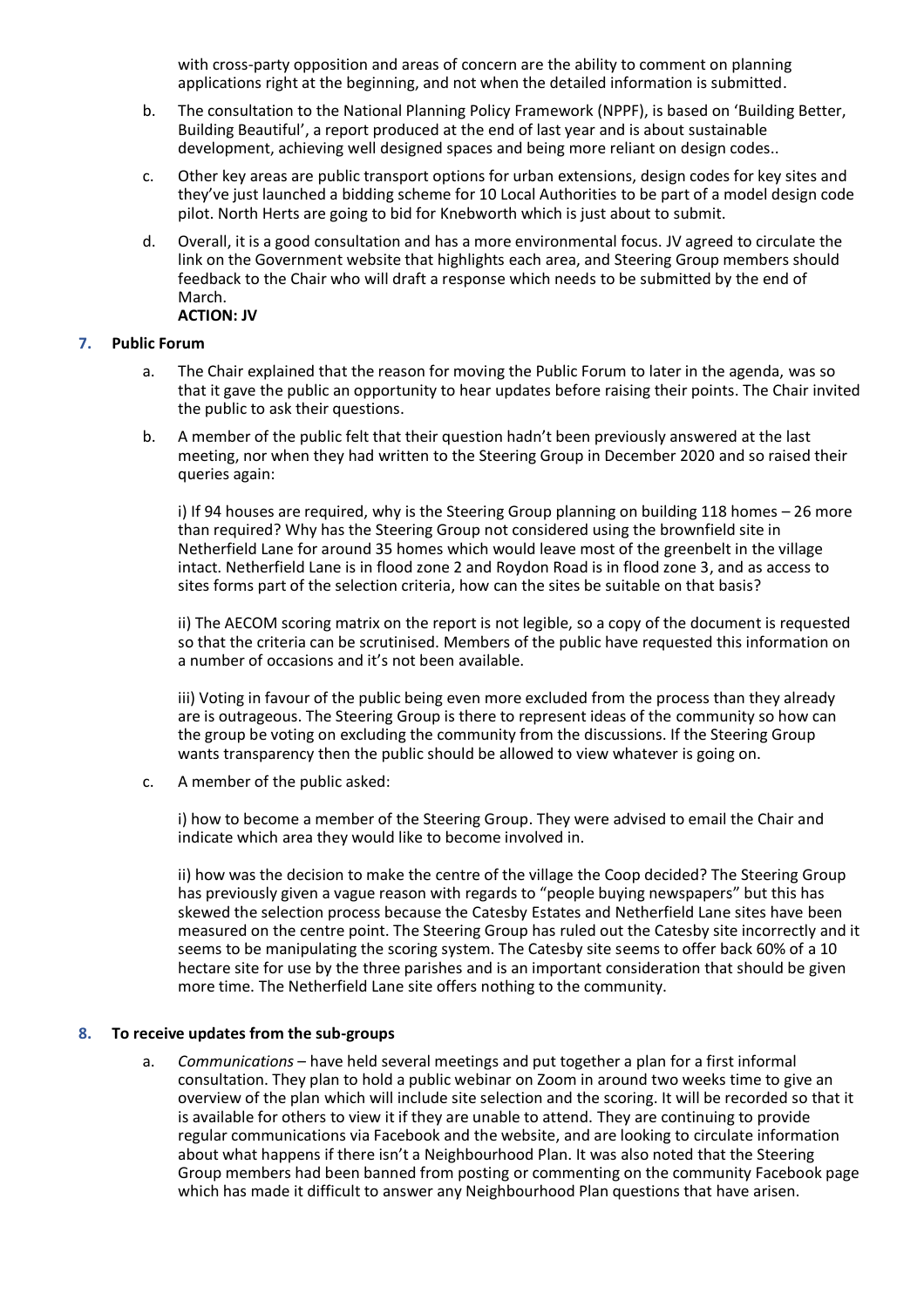with cross-party opposition and areas of concern are the ability to comment on planning applications right at the beginning, and not when the detailed information is submitted.

b. The consultation to the National Planning Policy Framework (NPPF), is based on 'Building Better, Building Beautiful', a report produced at the end of last year and is about sustainable development, achieving well designed spaces and being more reliant on design codes..

c. Other key areas are public transport options for urban extensions, design codes for key sites and they've just launched a bidding scheme for 10 Local Authorities to be part of a model design code pilot. North Herts are going to bid for Knebworth which is just about to submit.

d. Overall, it is a good consultation and has a more environmental focus. JV agreed to circulate the link on the Government website that highlights each area, and Steering Group members should feedback to the Chair who will draft a response which needs to be submitted by the end of March.
**ACTION: JV**

**7. Public Forum**

a. The Chair explained that the reason for moving the Public Forum to later in the agenda, was so that it gave the public an opportunity to hear updates before raising their points. The Chair invited the public to ask their questions.

b. A member of the public felt that their question hadn't been previously answered at the last meeting, nor when they had written to the Steering Group in December 2020 and so raised their queries again:

i) If 94 houses are required, why is the Steering Group planning on building 118 homes – 26 more than required? Why has the Steering Group not considered using the brownfield site in Netherfield Lane for around 35 homes which would leave most of the greenbelt in the village intact. Netherfield Lane is in flood zone 2 and Roydon Road is in flood zone 3, and as access to sites forms part of the selection criteria, how can the sites be suitable on that basis?

ii) The AECOM scoring matrix on the report is not legible, so a copy of the document is requested so that the criteria can be scrutinised. Members of the public have requested this information on a number of occasions and it's not been available.

iii) Voting in favour of the public being even more excluded from the process than they already are is outrageous. The Steering Group is there to represent ideas of the community so how can the group be voting on excluding the community from the discussions. If the Steering Group wants transparency then the public should be allowed to view whatever is going on.

c. A member of the public asked:

i) how to become a member of the Steering Group. They were advised to email the Chair and indicate which area they would like to become involved in.

ii) how was the decision to make the centre of the village the Coop decided? The Steering Group has previously given a vague reason with regards to "people buying newspapers" but this has skewed the selection process because the Catesby Estates and Netherfield Lane sites have been measured on the centre point. The Steering Group has ruled out the Catesby site incorrectly and it seems to be manipulating the scoring system. The Catesby site seems to offer back 60% of a 10 hectare site for use by the three parishes and is an important consideration that should be given more time. The Netherfield Lane site offers nothing to the community.

**8. To receive updates from the sub-groups**

a. *Communications* – have held several meetings and put together a plan for a first informal consultation. They plan to hold a public webinar on Zoom in around two weeks time to give an overview of the plan which will include site selection and the scoring. It will be recorded so that it is available for others to view it if they are unable to attend. They are continuing to provide regular communications via Facebook and the website, and are looking to circulate information about what happens if there isn't a Neighbourhood Plan. It was also noted that the Steering Group members had been banned from posting or commenting on the community Facebook page which has made it difficult to answer any Neighbourhood Plan questions that have arisen.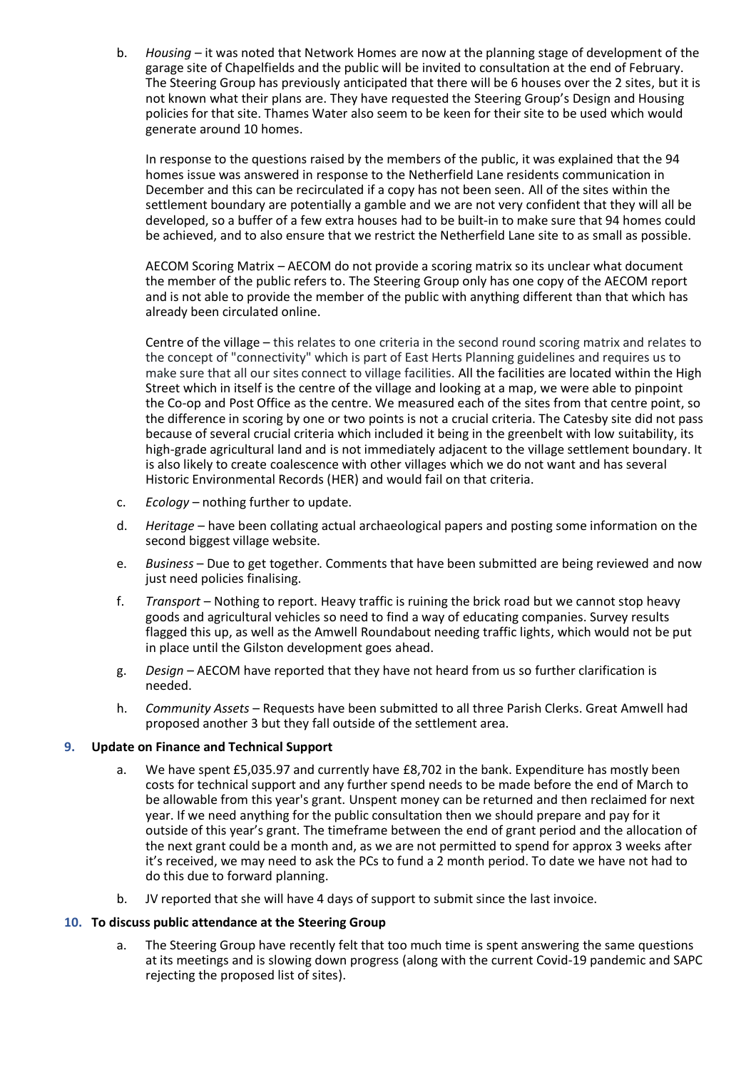b. *Housing* – it was noted that Network Homes are now at the planning stage of development of the garage site of Chapelfields and the public will be invited to consultation at the end of February. The Steering Group has previously anticipated that there will be 6 houses over the 2 sites, but it is not known what their plans are. They have requested the Steering Group's Design and Housing policies for that site. Thames Water also seem to be keen for their site to be used which would generate around 10 homes.

   In response to the questions raised by the members of the public, it was explained that the 94 homes issue was answered in response to the Netherfield Lane residents communication in December and this can be recirculated if a copy has not been seen. All of the sites within the settlement boundary are potentially a gamble and we are not very confident that they will all be developed, so a buffer of a few extra houses had to be built-in to make sure that 94 homes could be achieved, and to also ensure that we restrict the Netherfield Lane site to as small as possible.

   AECOM Scoring Matrix – AECOM do not provide a scoring matrix so its unclear what document the member of the public refers to. The Steering Group only has one copy of the AECOM report and is not able to provide the member of the public with anything different than that which has already been circulated online.

   Centre of the village – this relates to one criteria in the second round scoring matrix and relates to the concept of "connectivity" which is part of East Herts Planning guidelines and requires us to make sure that all our sites connect to village facilities. All the facilities are located within the High Street which in itself is the centre of the village and looking at a map, we were able to pinpoint the Co-op and Post Office as the centre. We measured each of the sites from that centre point, so the difference in scoring by one or two points is not a crucial criteria. The Catesby site did not pass because of several crucial criteria which included it being in the greenbelt with low suitability, its high-grade agricultural land and is not immediately adjacent to the village settlement boundary. It is also likely to create coalescence with other villages which we do not want and has several Historic Environmental Records (HER) and would fail on that criteria.

c. *Ecology* – nothing further to update.

d. *Heritage* – have been collating actual archaeological papers and posting some information on the second biggest village website.

e. *Business* – Due to get together. Comments that have been submitted are being reviewed and now just need policies finalising.

f. *Transport* – Nothing to report. Heavy traffic is ruining the brick road but we cannot stop heavy goods and agricultural vehicles so need to find a way of educating companies. Survey results flagged this up, as well as the Amwell Roundabout needing traffic lights, which would not be put in place until the Gilston development goes ahead.

g. *Design* – AECOM have reported that they have not heard from us so further clarification is needed.

h. *Community Assets* – Requests have been submitted to all three Parish Clerks. Great Amwell had proposed another 3 but they fall outside of the settlement area.

**9. Update on Finance and Technical Support**

a. We have spent £5,035.97 and currently have £8,702 in the bank. Expenditure has mostly been costs for technical support and any further spend needs to be made before the end of March to be allowable from this year's grant. Unspent money can be returned and then reclaimed for next year. If we need anything for the public consultation then we should prepare and pay for it outside of this year's grant. The timeframe between the end of grant period and the allocation of the next grant could be a month and, as we are not permitted to spend for approx 3 weeks after it's received, we may need to ask the PCs to fund a 2 month period. To date we have not had to do this due to forward planning.

b. JV reported that she will have 4 days of support to submit since the last invoice.

**10. To discuss public attendance at the Steering Group**

a. The Steering Group have recently felt that too much time is spent answering the same questions at its meetings and is slowing down progress (along with the current Covid-19 pandemic and SAPC rejecting the proposed list of sites).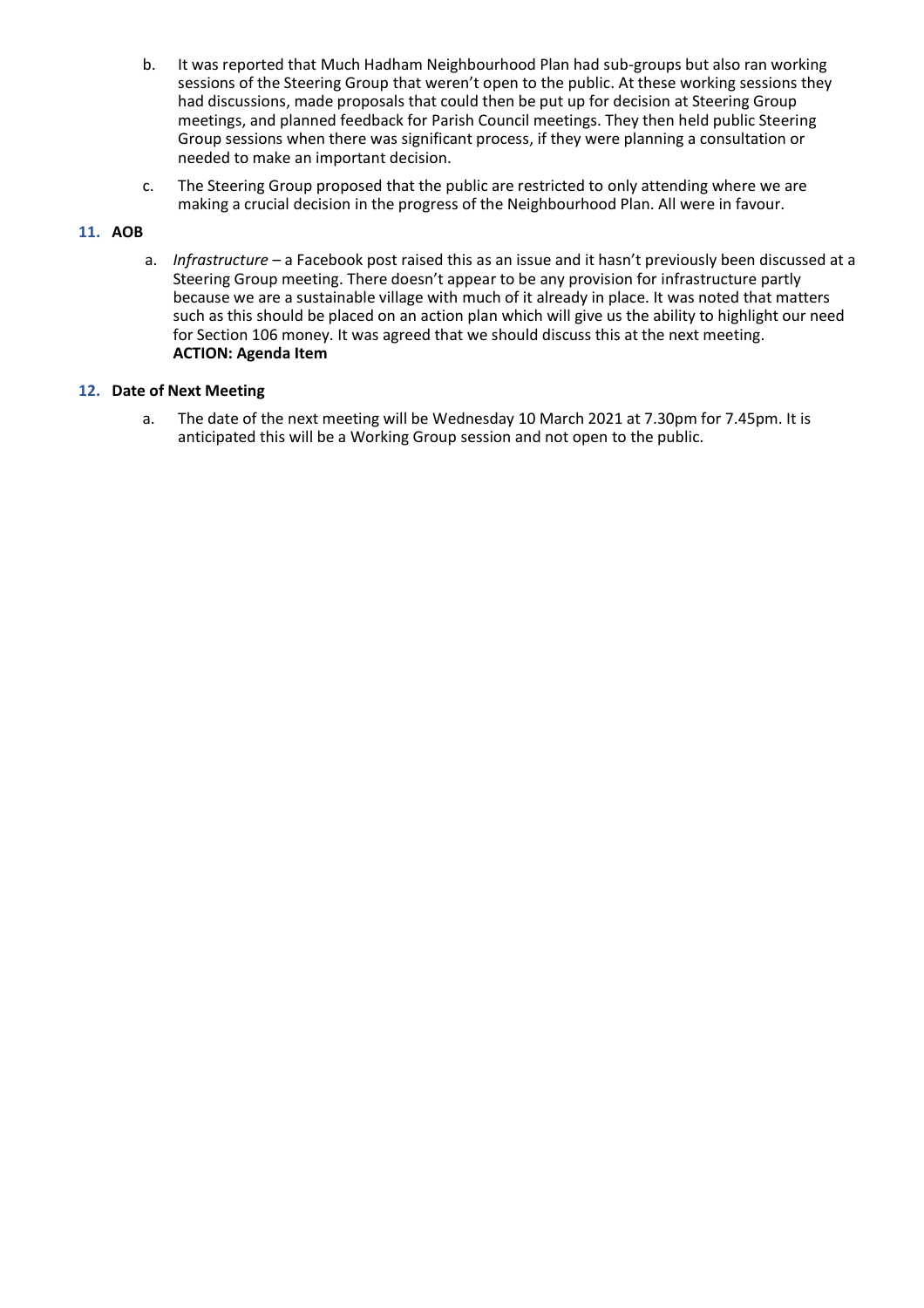b. It was reported that Much Hadham Neighbourhood Plan had sub-groups but also ran working sessions of the Steering Group that weren't open to the public. At these working sessions they had discussions, made proposals that could then be put up for decision at Steering Group meetings, and planned feedback for Parish Council meetings. They then held public Steering Group sessions when there was significant process, if they were planning a consultation or needed to make an important decision.

c. The Steering Group proposed that the public are restricted to only attending where we are making a crucial decision in the progress of the Neighbourhood Plan. All were in favour.

**11. AOB**

a. *Infrastructure* – a Facebook post raised this as an issue and it hasn't previously been discussed at a Steering Group meeting. There doesn't appear to be any provision for infrastructure partly because we are a sustainable village with much of it already in place. It was noted that matters such as this should be placed on an action plan which will give us the ability to highlight our need for Section 106 money. It was agreed that we should discuss this at the next meeting.
**ACTION: Agenda Item**

**12. Date of Next Meeting**

a. The date of the next meeting will be Wednesday 10 March 2021 at 7.30pm for 7.45pm. It is anticipated this will be a Working Group session and not open to the public.